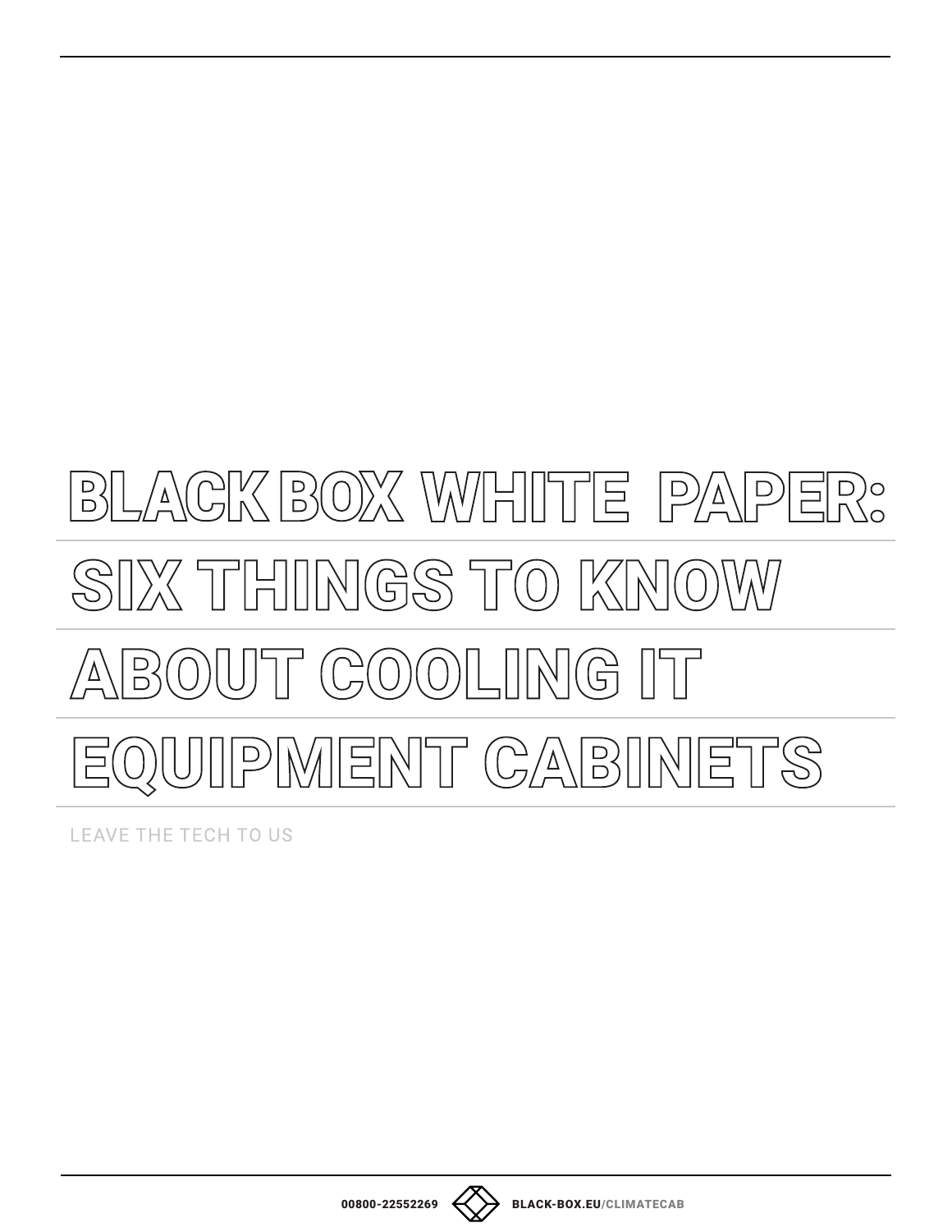# BLACK BOX WHITE PAPER: SIX THINGS TO KNOW ABOUT COOLING IT EQUIPMENT CABINETS

LEAVE THE TECH TO US

00800-22552269 BLACK-BOX.EU/CLIMATECAB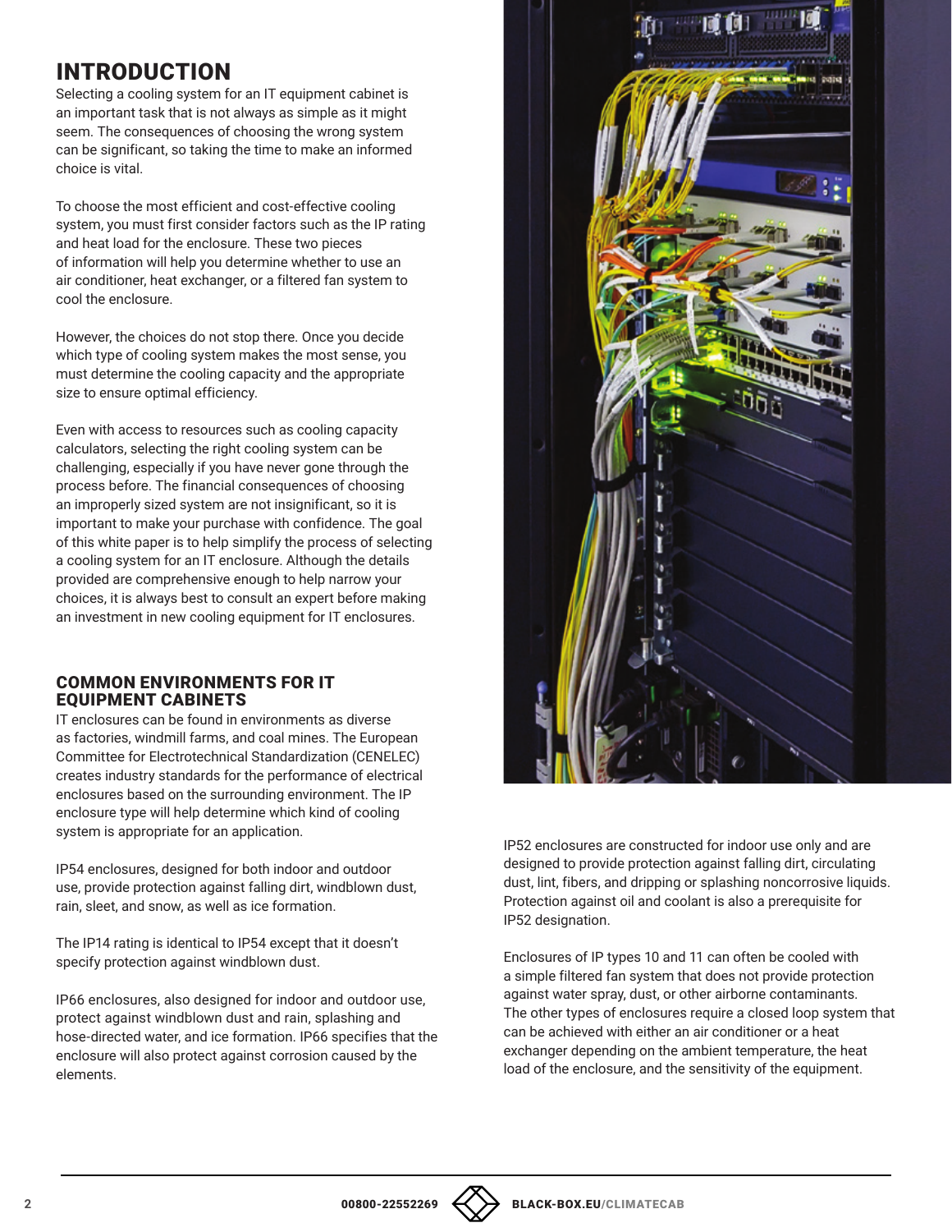# INTRODUCTION

Selecting a cooling system for an IT equipment cabinet is an important task that is not always as simple as it might seem. The consequences of choosing the wrong system can be significant, so taking the time to make an informed choice is vital.

To choose the most efficient and cost-effective cooling system, you must first consider factors such as the IP rating and heat load for the enclosure. These two pieces of information will help you determine whether to use an air conditioner, heat exchanger, or a filtered fan system to cool the enclosure.

However, the choices do not stop there. Once you decide which type of cooling system makes the most sense, you must determine the cooling capacity and the appropriate size to ensure optimal efficiency.

Even with access to resources such as cooling capacity calculators, selecting the right cooling system can be challenging, especially if you have never gone through the process before. The financial consequences of choosing an improperly sized system are not insignificant, so it is important to make your purchase with confidence. The goal of this white paper is to help simplify the process of selecting a cooling system for an IT enclosure. Although the details provided are comprehensive enough to help narrow your choices, it is always best to consult an expert before making an investment in new cooling equipment for IT enclosures.

## COMMON ENVIRONMENTS FOR IT EQUIPMENT CABINETS

IT enclosures can be found in environments as diverse as factories, windmill farms, and coal mines. The European Committee for Electrotechnical Standardization (CENELEC) creates industry standards for the performance of electrical enclosures based on the surrounding environment. The IP enclosure type will help determine which kind of cooling system is appropriate for an application.

IP54 enclosures, designed for both indoor and outdoor use, provide protection against falling dirt, windblown dust, rain, sleet, and snow, as well as ice formation.

The IP14 rating is identical to IP54 except that it doesn't specify protection against windblown dust.

IP66 enclosures, also designed for indoor and outdoor use, protect against windblown dust and rain, splashing and hose-directed water, and ice formation. IP66 specifies that the enclosure will also protect against corrosion caused by the elements.

IP52 enclosures are constructed for indoor use only and are designed to provide protection against falling dirt, circulating dust, lint, fibers, and dripping or splashing noncorrosive liquids. Protection against oil and coolant is also a prerequisite for IP52 designation.

Enclosures of IP types 10 and 11 can often be cooled with a simple filtered fan system that does not provide protection against water spray, dust, or other airborne contaminants. The other types of enclosures require a closed loop system that can be achieved with either an air conditioner or a heat exchanger depending on the ambient temperature, the heat load of the enclosure, and the sensitivity of the equipment.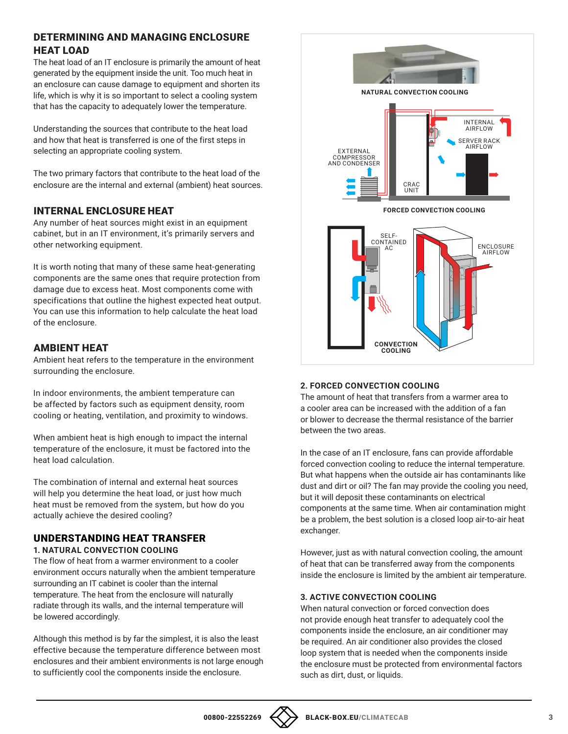## DETERMINING AND MANAGING ENCLOSURE HEAT LOAD

The heat load of an IT enclosure is primarily the amount of heat generated by the equipment inside the unit. Too much heat in an enclosure can cause damage to equipment and shorten its life, which is why it is so important to select a cooling system that has the capacity to adequately lower the temperature.

Understanding the sources that contribute to the heat load and how that heat is transferred is one of the first steps in selecting an appropriate cooling system.

The two primary factors that contribute to the heat load of the enclosure are the internal and external (ambient) heat sources.

## INTERNAL ENCLOSURE HEAT

Any number of heat sources might exist in an equipment cabinet, but in an IT environment, it's primarily servers and other networking equipment.

It is worth noting that many of these same heat-generating components are the same ones that require protection from damage due to excess heat. Most components come with specifications that outline the highest expected heat output. You can use this information to help calculate the heat load of the enclosure.

## AMBIENT HEAT

Ambient heat refers to the temperature in the environment surrounding the enclosure.

In indoor environments, the ambient temperature can be affected by factors such as equipment density, room cooling or heating, ventilation, and proximity to windows.

When ambient heat is high enough to impact the internal temperature of the enclosure, it must be factored into the heat load calculation.

The combination of internal and external heat sources will help you determine the heat load, or just how much heat must be removed from the system, but how do you actually achieve the desired cooling?

## UNDERSTANDING HEAT TRANSFER

### 1. NATURAL CONVECTION COOLING

The flow of heat from a warmer environment to a cooler environment occurs naturally when the ambient temperature surrounding an IT cabinet is cooler than the internal temperature. The heat from the enclosure will naturally radiate through its walls, and the internal temperature will be lowered accordingly.

Although this method is by far the simplest, it is also the least effective because the temperature difference between most enclosures and their ambient environments is not large enough to sufficiently cool the components inside the enclosure.

NATURAL CONVECTION COOLING

FORCED CONVECTION COOLING

CONVECTION COOLING

### 2. FORCED CONVECTION COOLING

The amount of heat that transfers from a warmer area to a cooler area can be increased with the addition of a fan or blower to decrease the thermal resistance of the barrier between the two areas.

In the case of an IT enclosure, fans can provide affordable forced convection cooling to reduce the internal temperature. But what happens when the outside air has contaminants like dust and dirt or oil? The fan may provide the cooling you need, but it will deposit these contaminants on electrical components at the same time. When air contamination might be a problem, the best solution is a closed loop air-to-air heat exchanger.

However, just as with natural convection cooling, the amount of heat that can be transferred away from the components inside the enclosure is limited by the ambient air temperature.

### 3. ACTIVE CONVECTION COOLING

When natural convection or forced convection does not provide enough heat transfer to adequately cool the components inside the enclosure, an air conditioner may be required. An air conditioner also provides the closed loop system that is needed when the components inside the enclosure must be protected from environmental factors such as dirt, dust, or liquids.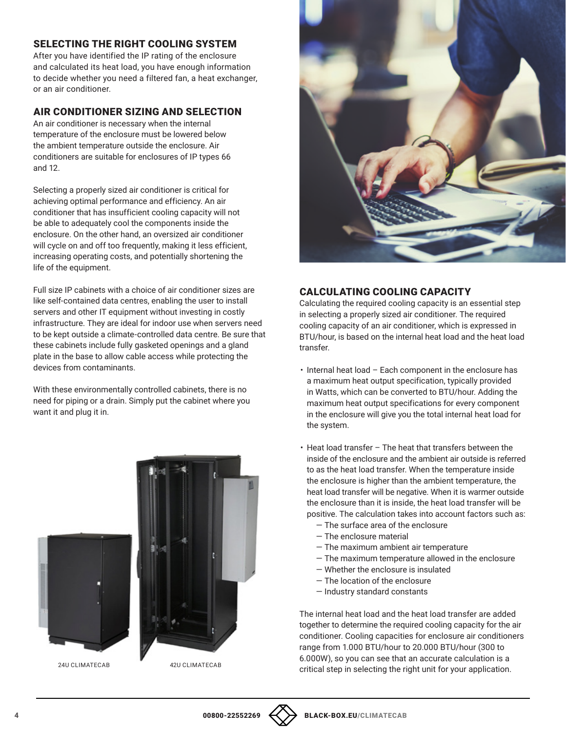## SELECTING THE RIGHT COOLING SYSTEM

After you have identified the IP rating of the enclosure and calculated its heat load, you have enough information to decide whether you need a filtered fan, a heat exchanger, or an air conditioner.

## AIR CONDITIONER SIZING AND SELECTION

An air conditioner is necessary when the internal temperature of the enclosure must be lowered below the ambient temperature outside the enclosure. Air conditioners are suitable for enclosures of IP types 66 and 12.

Selecting a properly sized air conditioner is critical for achieving optimal performance and efficiency. An air conditioner that has insufficient cooling capacity will not be able to adequately cool the components inside the enclosure. On the other hand, an oversized air conditioner will cycle on and off too frequently, making it less efficient, increasing operating costs, and potentially shortening the life of the equipment.

Full size IP cabinets with a choice of air conditioner sizes are like self-contained data centres, enabling the user to install servers and other IT equipment without investing in costly infrastructure. They are ideal for indoor use when servers need to be kept outside a climate-controlled data centre. Be sure that these cabinets include fully gasketed openings and a gland plate in the base to allow cable access while protecting the devices from contaminants.

With these environmentally controlled cabinets, there is no need for piping or a drain. Simply put the cabinet where you want it and plug it in.

24U CLIMATECAB

42U CLIMATECAB

## CALCULATING COOLING CAPACITY

Calculating the required cooling capacity is an essential step in selecting a properly sized air conditioner. The required cooling capacity of an air conditioner, which is expressed in BTU/hour, is based on the internal heat load and the heat load transfer.

- Internal heat load – Each component in the enclosure has a maximum heat output specification, typically provided in Watts, which can be converted to BTU/hour. Adding the maximum heat output specifications for every component in the enclosure will give you the total internal heat load for the system.
- Heat load transfer – The heat that transfers between the inside of the enclosure and the ambient air outside is referred to as the heat load transfer. When the temperature inside the enclosure is higher than the ambient temperature, the heat load transfer will be negative. When it is warmer outside the enclosure than it is inside, the heat load transfer will be positive. The calculation takes into account factors such as:
  - The surface area of the enclosure
  - The enclosure material
  - The maximum ambient air temperature
  - The maximum temperature allowed in the enclosure
  - Whether the enclosure is insulated
  - The location of the enclosure
  - Industry standard constants

The internal heat load and the heat load transfer are added together to determine the required cooling capacity for the air conditioner. Cooling capacities for enclosure air conditioners range from 1.000 BTU/hour to 20.000 BTU/hour (300 to 6.000W), so you can see that an accurate calculation is a critical step in selecting the right unit for your application.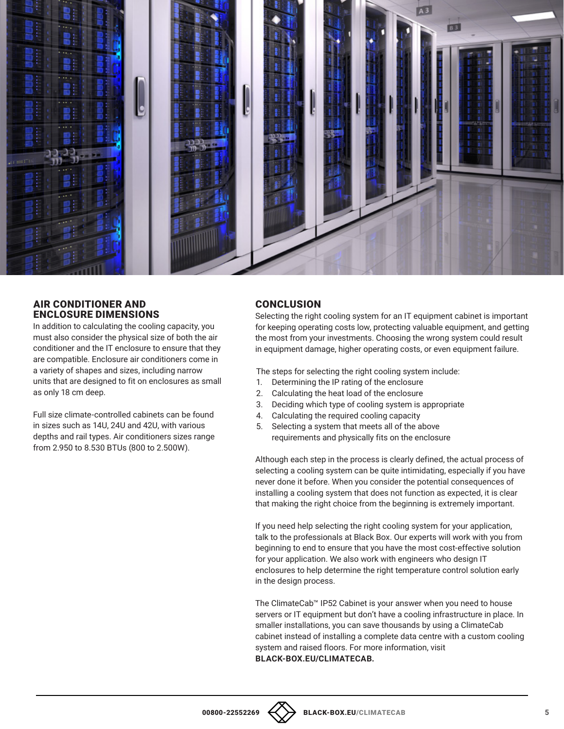## AIR CONDITIONER AND ENCLOSURE DIMENSIONS

In addition to calculating the cooling capacity, you must also consider the physical size of both the air conditioner and the IT enclosure to ensure that they are compatible. Enclosure air conditioners come in a variety of shapes and sizes, including narrow units that are designed to fit on enclosures as small as only 18 cm deep.

Full size climate-controlled cabinets can be found in sizes such as 14U, 24U and 42U, with various depths and rail types. Air conditioners sizes range from 2.950 to 8.530 BTUs (800 to 2.500W).

## CONCLUSION

Selecting the right cooling system for an IT equipment cabinet is important for keeping operating costs low, protecting valuable equipment, and getting the most from your investments. Choosing the wrong system could result in equipment damage, higher operating costs, or even equipment failure.

The steps for selecting the right cooling system include:

1. Determining the IP rating of the enclosure
2. Calculating the heat load of the enclosure
3. Deciding which type of cooling system is appropriate
4. Calculating the required cooling capacity
5. Selecting a system that meets all of the above requirements and physically fits on the enclosure

Although each step in the process is clearly defined, the actual process of selecting a cooling system can be quite intimidating, especially if you have never done it before. When you consider the potential consequences of installing a cooling system that does not function as expected, it is clear that making the right choice from the beginning is extremely important.

If you need help selecting the right cooling system for your application, talk to the professionals at Black Box. Our experts will work with you from beginning to end to ensure that you have the most cost-effective solution for your application. We also work with engineers who design IT enclosures to help determine the right temperature control solution early in the design process.

The ClimateCab™ IP52 Cabinet is your answer when you need to house servers or IT equipment but don't have a cooling infrastructure in place. In smaller installations, you can save thousands by using a ClimateCab cabinet instead of installing a complete data centre with a custom cooling system and raised floors. For more information, visit **BLACK-BOX.EU/CLIMATECAB.**

00800-22552269 BLACK-BOX.EU/CLIMATECAB